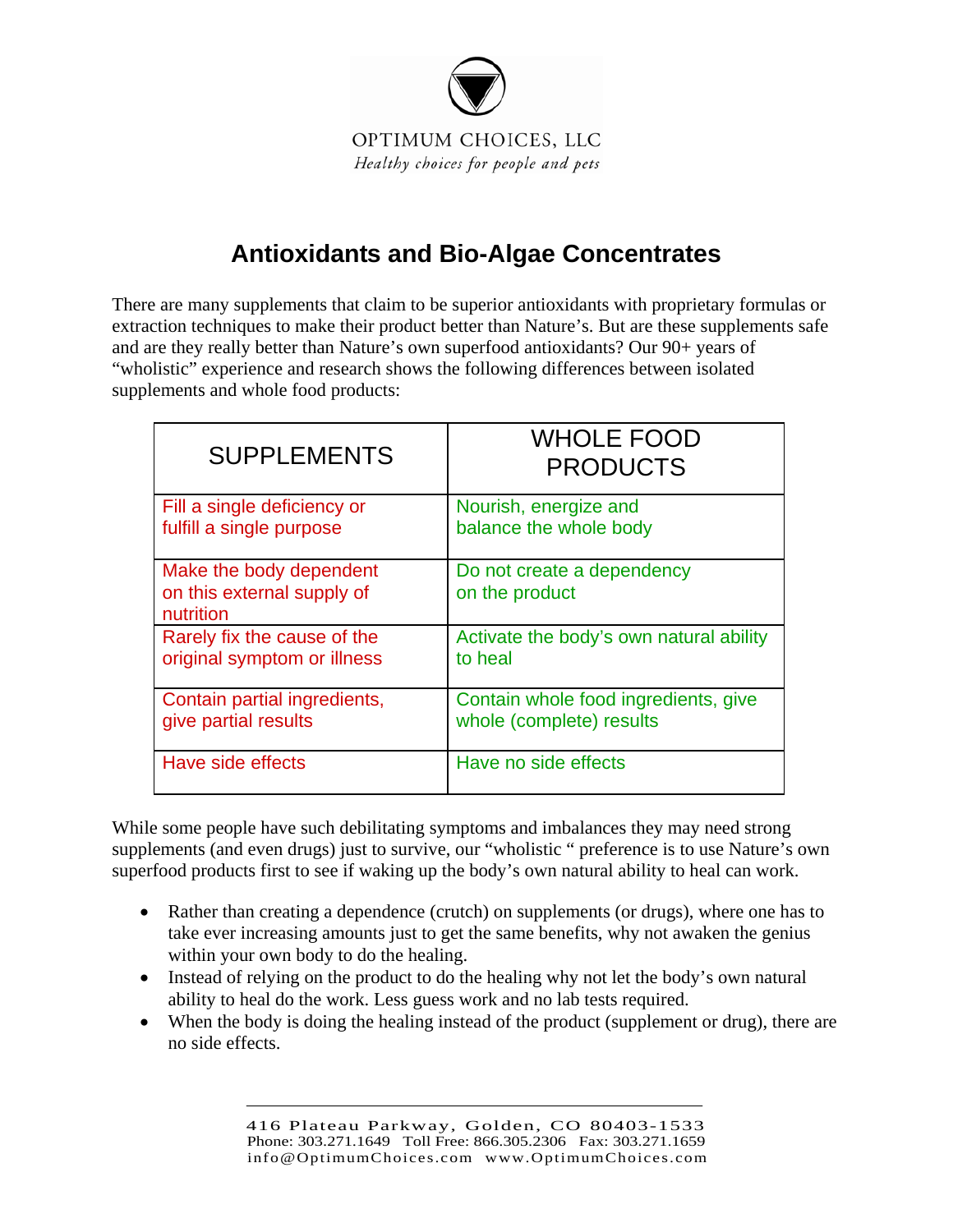OPTIMUM CHOICES, LLC

*Healthy choices for people and pets*

# Antioxidants and Bio-Algae Concentrates

There are many supplements that claim to be superior antioxidants with proprietary formulas or extraction techniques to make their product better than Nature's. But are these supplements safe and are they really better than Nature's own superfood antioxidants? Our 90+ years of "wholistic" experience and research shows the following differences between isolated supplements and whole food products:

| SUPPLEMENTS | WHOLE FOOD PRODUCTS |
|---|---|
| Fill a single deficiency or fulfill a single purpose | Nourish, energize and balance the whole body |
| Make the body dependent on this external supply of nutrition | Do not create a dependency on the product |
| Rarely fix the cause of the original symptom or illness | Activate the body's own natural ability to heal |
| Contain partial ingredients, give partial results | Contain whole food ingredients, give whole (complete) results |
| Have side effects | Have no side effects |

While some people have such debilitating symptoms and imbalances they may need strong supplements (and even drugs) just to survive, our "wholistic " preference is to use Nature's own superfood products first to see if waking up the body's own natural ability to heal can work.

- Rather than creating a dependence (crutch) on supplements (or drugs), where one has to take ever increasing amounts just to get the same benefits, why not awaken the genius within your own body to do the healing.
- Instead of relying on the product to do the healing why not let the body's own natural ability to heal do the work. Less guess work and no lab tests required.
- When the body is doing the healing instead of the product (supplement or drug), there are no side effects.

416 Plateau Parkway, Golden, CO 80403-1533
Phone: 303.271.1649 Toll Free: 866.305.2306 Fax: 303.271.1659
info@OptimumChoices.com www.OptimumChoices.com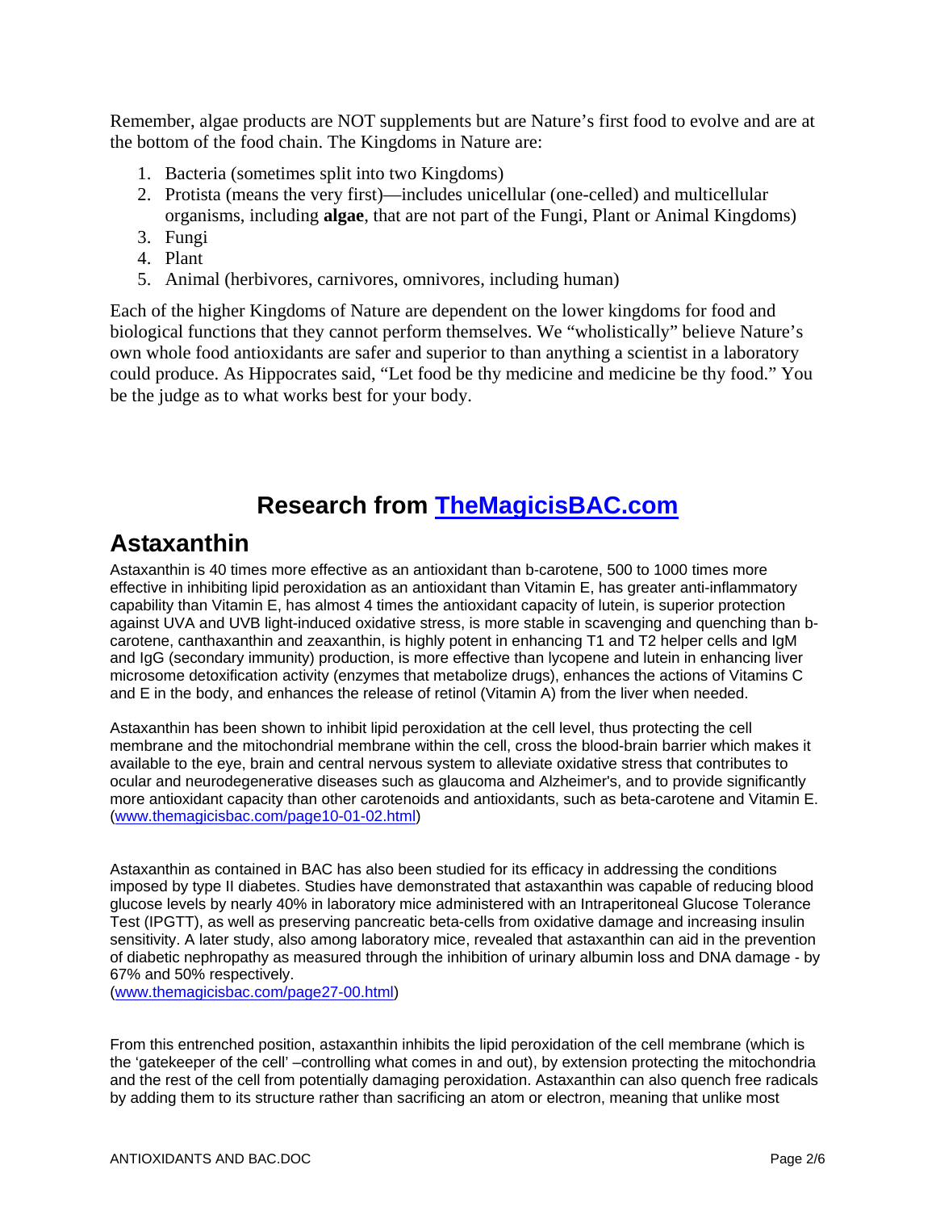Remember, algae products are NOT supplements but are Nature's first food to evolve and are at the bottom of the food chain. The Kingdoms in Nature are:

1. Bacteria (sometimes split into two Kingdoms)
2. Protista (means the very first)—includes unicellular (one-celled) and multicellular organisms, including **algae**, that are not part of the Fungi, Plant or Animal Kingdoms)
3. Fungi
4. Plant
5. Animal (herbivores, carnivores, omnivores, including human)

Each of the higher Kingdoms of Nature are dependent on the lower kingdoms for food and biological functions that they cannot perform themselves. We "wholistically" believe Nature's own whole food antioxidants are safer and superior to than anything a scientist in a laboratory could produce. As Hippocrates said, "Let food be thy medicine and medicine be thy food." You be the judge as to what works best for your body.

## Research from [TheMagicisBAC.com](http://TheMagicisBAC.com)

# Astaxanthin

Astaxanthin is 40 times more effective as an antioxidant than b-carotene, 500 to 1000 times more effective in inhibiting lipid peroxidation as an antioxidant than Vitamin E, has greater anti-inflammatory capability than Vitamin E, has almost 4 times the antioxidant capacity of lutein, is superior protection against UVA and UVB light-induced oxidative stress, is more stable in scavenging and quenching than b-carotene, canthaxanthin and zeaxanthin, is highly potent in enhancing T1 and T2 helper cells and IgM and IgG (secondary immunity) production, is more effective than lycopene and lutein in enhancing liver microsome detoxification activity (enzymes that metabolize drugs), enhances the actions of Vitamins C and E in the body, and enhances the release of retinol (Vitamin A) from the liver when needed.

Astaxanthin has been shown to inhibit lipid peroxidation at the cell level, thus protecting the cell membrane and the mitochondrial membrane within the cell, cross the blood-brain barrier which makes it available to the eye, brain and central nervous system to alleviate oxidative stress that contributes to ocular and neurodegenerative diseases such as glaucoma and Alzheimer's, and to provide significantly more antioxidant capacity than other carotenoids and antioxidants, such as beta-carotene and Vitamin E. ([www.themagicisbac.com/page10-01-02.html](http://www.themagicisbac.com/page10-01-02.html))

Astaxanthin as contained in BAC has also been studied for its efficacy in addressing the conditions imposed by type II diabetes. Studies have demonstrated that astaxanthin was capable of reducing blood glucose levels by nearly 40% in laboratory mice administered with an Intraperitoneal Glucose Tolerance Test (IPGTT), as well as preserving pancreatic beta-cells from oxidative damage and increasing insulin sensitivity. A later study, also among laboratory mice, revealed that astaxanthin can aid in the prevention of diabetic nephropathy as measured through the inhibition of urinary albumin loss and DNA damage - by 67% and 50% respectively.
([www.themagicisbac.com/page27-00.html](http://www.themagicisbac.com/page27-00.html))

From this entrenched position, astaxanthin inhibits the lipid peroxidation of the cell membrane (which is the 'gatekeeper of the cell' –controlling what comes in and out), by extension protecting the mitochondria and the rest of the cell from potentially damaging peroxidation. Astaxanthin can also quench free radicals by adding them to its structure rather than sacrificing an atom or electron, meaning that unlike most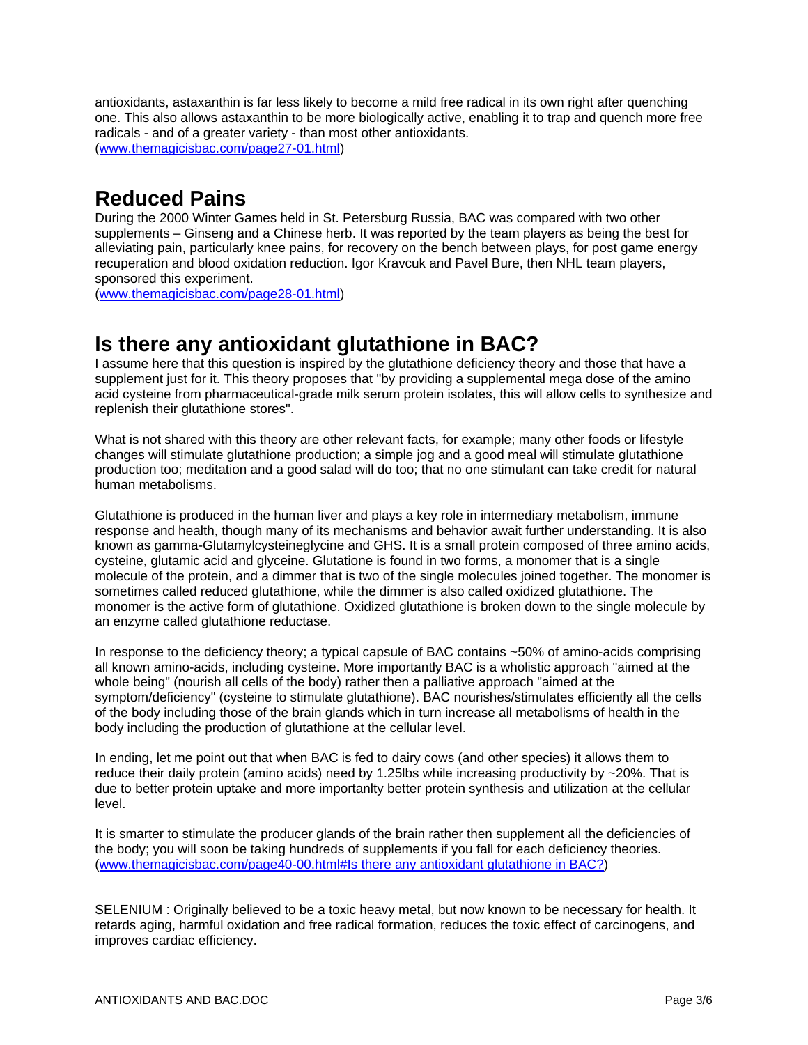antioxidants, astaxanthin is far less likely to become a mild free radical in its own right after quenching one. This also allows astaxanthin to be more biologically active, enabling it to trap and quench more free radicals - and of a greater variety - than most other antioxidants.
(www.themagicisbac.com/page27-01.html)

## Reduced Pains

During the 2000 Winter Games held in St. Petersburg Russia, BAC was compared with two other supplements – Ginseng and a Chinese herb. It was reported by the team players as being the best for alleviating pain, particularly knee pains, for recovery on the bench between plays, for post game energy recuperation and blood oxidation reduction. Igor Kravcuk and Pavel Bure, then NHL team players, sponsored this experiment.
(www.themagicisbac.com/page28-01.html)

## Is there any antioxidant glutathione in BAC?

I assume here that this question is inspired by the glutathione deficiency theory and those that have a supplement just for it. This theory proposes that "by providing a supplemental mega dose of the amino acid cysteine from pharmaceutical-grade milk serum protein isolates, this will allow cells to synthesize and replenish their glutathione stores".

What is not shared with this theory are other relevant facts, for example; many other foods or lifestyle changes will stimulate glutathione production; a simple jog and a good meal will stimulate glutathione production too; meditation and a good salad will do too; that no one stimulant can take credit for natural human metabolisms.

Glutathione is produced in the human liver and plays a key role in intermediary metabolism, immune response and health, though many of its mechanisms and behavior await further understanding. It is also known as gamma-Glutamylcysteineglycine and GHS. It is a small protein composed of three amino acids, cysteine, glutamic acid and glyceine. Glutatione is found in two forms, a monomer that is a single molecule of the protein, and a dimmer that is two of the single molecules joined together. The monomer is sometimes called reduced glutathione, while the dimmer is also called oxidized glutathione. The monomer is the active form of glutathione. Oxidized glutathione is broken down to the single molecule by an enzyme called glutathione reductase.

In response to the deficiency theory; a typical capsule of BAC contains ~50% of amino-acids comprising all known amino-acids, including cysteine. More importantly BAC is a wholistic approach "aimed at the whole being" (nourish all cells of the body) rather then a palliative approach "aimed at the symptom/deficiency" (cysteine to stimulate glutathione). BAC nourishes/stimulates efficiently all the cells of the body including those of the brain glands which in turn increase all metabolisms of health in the body including the production of glutathione at the cellular level.

In ending, let me point out that when BAC is fed to dairy cows (and other species) it allows them to reduce their daily protein (amino acids) need by 1.25lbs while increasing productivity by ~20%. That is due to better protein uptake and more importanlty better protein synthesis and utilization at the cellular level.

It is smarter to stimulate the producer glands of the brain rather then supplement all the deficiencies of the body; you will soon be taking hundreds of supplements if you fall for each deficiency theories.
(www.themagicisbac.com/page40-00.html#Is there any antioxidant glutathione in BAC?)

SELENIUM : Originally believed to be a toxic heavy metal, but now known to be necessary for health. It retards aging, harmful oxidation and free radical formation, reduces the toxic effect of carcinogens, and improves cardiac efficiency.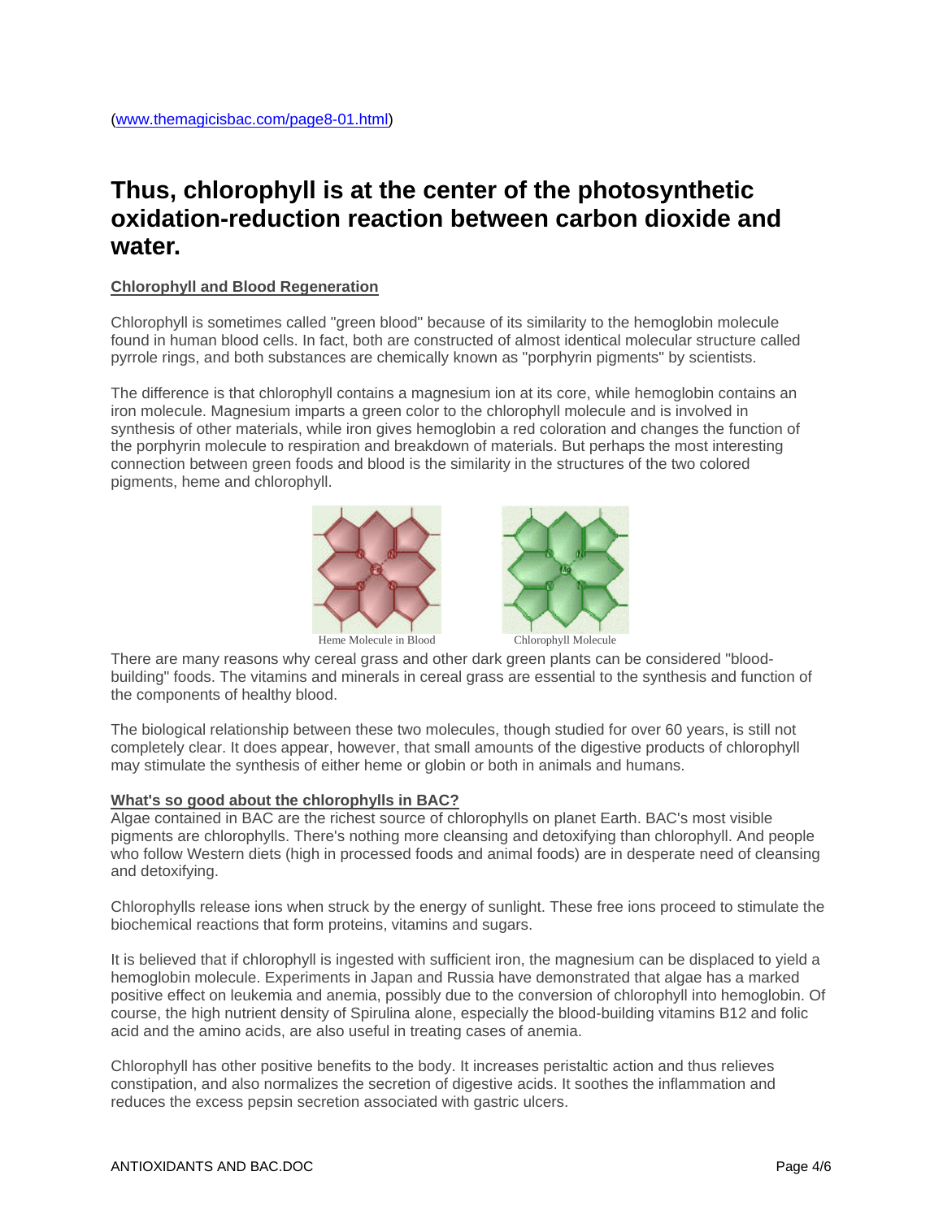(www.themagicisbac.com/page8-01.html)

## Thus, chlorophyll is at the center of the photosynthetic oxidation-reduction reaction between carbon dioxide and water.

**Chlorophyll and Blood Regeneration**

Chlorophyll is sometimes called "green blood" because of its similarity to the hemoglobin molecule found in human blood cells. In fact, both are constructed of almost identical molecular structure called pyrrole rings, and both substances are chemically known as "porphyrin pigments" by scientists.

The difference is that chlorophyll contains a magnesium ion at its core, while hemoglobin contains an iron molecule. Magnesium imparts a green color to the chlorophyll molecule and is involved in synthesis of other materials, while iron gives hemoglobin a red coloration and changes the function of the porphyrin molecule to respiration and breakdown of materials. But perhaps the most interesting connection between green foods and blood is the similarity in the structures of the two colored pigments, heme and chlorophyll.

Heme Molecule in Blood

Chlorophyll Molecule

There are many reasons why cereal grass and other dark green plants can be considered "blood-building" foods. The vitamins and minerals in cereal grass are essential to the synthesis and function of the components of healthy blood.

The biological relationship between these two molecules, though studied for over 60 years, is still not completely clear. It does appear, however, that small amounts of the digestive products of chlorophyll may stimulate the synthesis of either heme or globin or both in animals and humans.

**What's so good about the chlorophylls in BAC?**

Algae contained in BAC are the richest source of chlorophylls on planet Earth. BAC's most visible pigments are chlorophylls. There's nothing more cleansing and detoxifying than chlorophyll. And people who follow Western diets (high in processed foods and animal foods) are in desperate need of cleansing and detoxifying.

Chlorophylls release ions when struck by the energy of sunlight. These free ions proceed to stimulate the biochemical reactions that form proteins, vitamins and sugars.

It is believed that if chlorophyll is ingested with sufficient iron, the magnesium can be displaced to yield a hemoglobin molecule. Experiments in Japan and Russia have demonstrated that algae has a marked positive effect on leukemia and anemia, possibly due to the conversion of chlorophyll into hemoglobin. Of course, the high nutrient density of Spirulina alone, especially the blood-building vitamins B12 and folic acid and the amino acids, are also useful in treating cases of anemia.

Chlorophyll has other positive benefits to the body. It increases peristaltic action and thus relieves constipation, and also normalizes the secretion of digestive acids. It soothes the inflammation and reduces the excess pepsin secretion associated with gastric ulcers.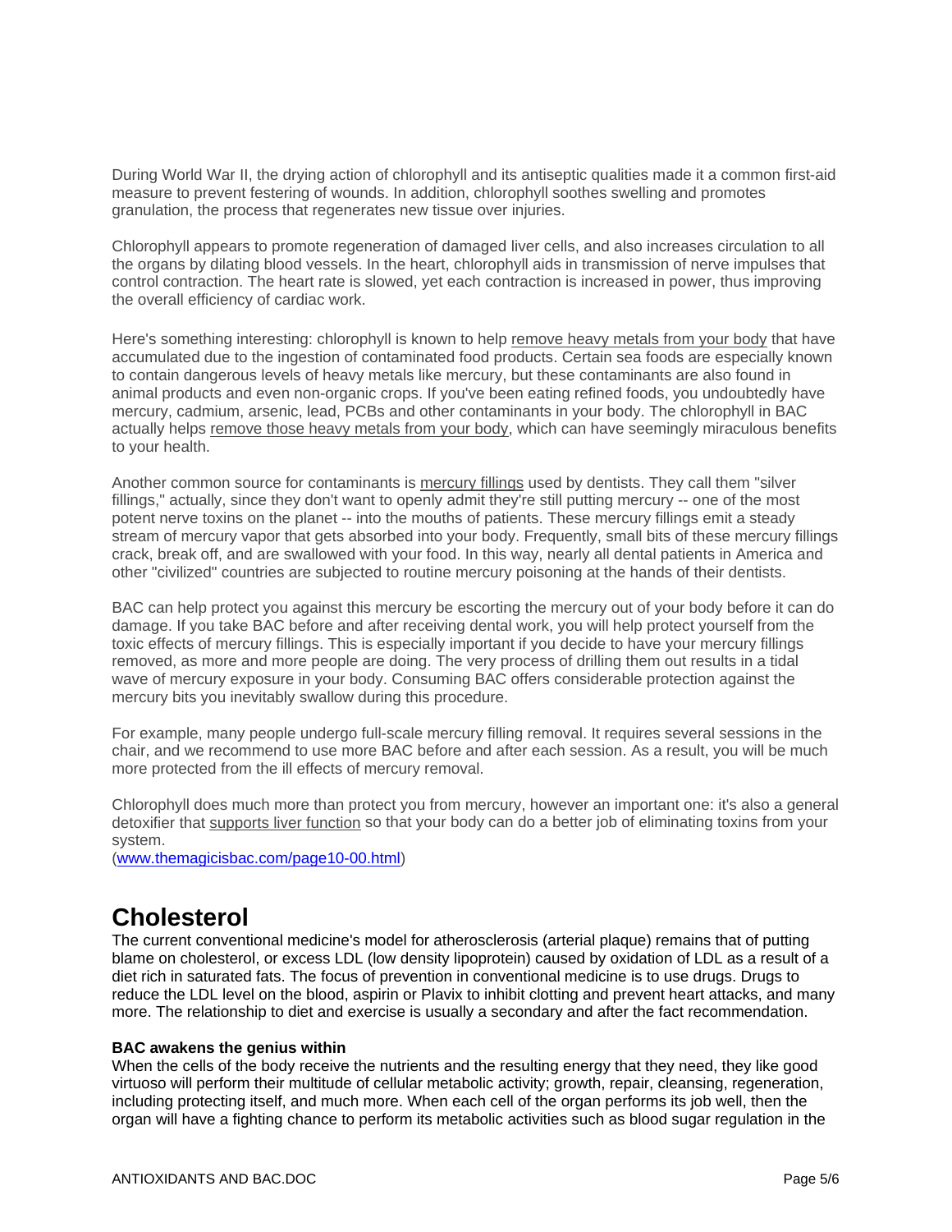During World War II, the drying action of chlorophyll and its antiseptic qualities made it a common first-aid measure to prevent festering of wounds. In addition, chlorophyll soothes swelling and promotes granulation, the process that regenerates new tissue over injuries.

Chlorophyll appears to promote regeneration of damaged liver cells, and also increases circulation to all the organs by dilating blood vessels. In the heart, chlorophyll aids in transmission of nerve impulses that control contraction. The heart rate is slowed, yet each contraction is increased in power, thus improving the overall efficiency of cardiac work.

Here's something interesting: chlorophyll is known to help remove heavy metals from your body that have accumulated due to the ingestion of contaminated food products. Certain sea foods are especially known to contain dangerous levels of heavy metals like mercury, but these contaminants are also found in animal products and even non-organic crops. If you've been eating refined foods, you undoubtedly have mercury, cadmium, arsenic, lead, PCBs and other contaminants in your body. The chlorophyll in BAC actually helps remove those heavy metals from your body, which can have seemingly miraculous benefits to your health.

Another common source for contaminants is mercury fillings used by dentists. They call them "silver fillings," actually, since they don't want to openly admit they're still putting mercury -- one of the most potent nerve toxins on the planet -- into the mouths of patients. These mercury fillings emit a steady stream of mercury vapor that gets absorbed into your body. Frequently, small bits of these mercury fillings crack, break off, and are swallowed with your food. In this way, nearly all dental patients in America and other "civilized" countries are subjected to routine mercury poisoning at the hands of their dentists.

BAC can help protect you against this mercury be escorting the mercury out of your body before it can do damage. If you take BAC before and after receiving dental work, you will help protect yourself from the toxic effects of mercury fillings. This is especially important if you decide to have your mercury fillings removed, as more and more people are doing. The very process of drilling them out results in a tidal wave of mercury exposure in your body. Consuming BAC offers considerable protection against the mercury bits you inevitably swallow during this procedure.

For example, many people undergo full-scale mercury filling removal. It requires several sessions in the chair, and we recommend to use more BAC before and after each session. As a result, you will be much more protected from the ill effects of mercury removal.

Chlorophyll does much more than protect you from mercury, however an important one: it's also a general detoxifier that supports liver function so that your body can do a better job of eliminating toxins from your system.
(www.themagicisbac.com/page10-00.html)

# Cholesterol

The current conventional medicine's model for atherosclerosis (arterial plaque) remains that of putting blame on cholesterol, or excess LDL (low density lipoprotein) caused by oxidation of LDL as a result of a diet rich in saturated fats. The focus of prevention in conventional medicine is to use drugs. Drugs to reduce the LDL level on the blood, aspirin or Plavix to inhibit clotting and prevent heart attacks, and many more. The relationship to diet and exercise is usually a secondary and after the fact recommendation.

**BAC awakens the genius within**

When the cells of the body receive the nutrients and the resulting energy that they need, they like good virtuoso will perform their multitude of cellular metabolic activity; growth, repair, cleansing, regeneration, including protecting itself, and much more. When each cell of the organ performs its job well, then the organ will have a fighting chance to perform its metabolic activities such as blood sugar regulation in the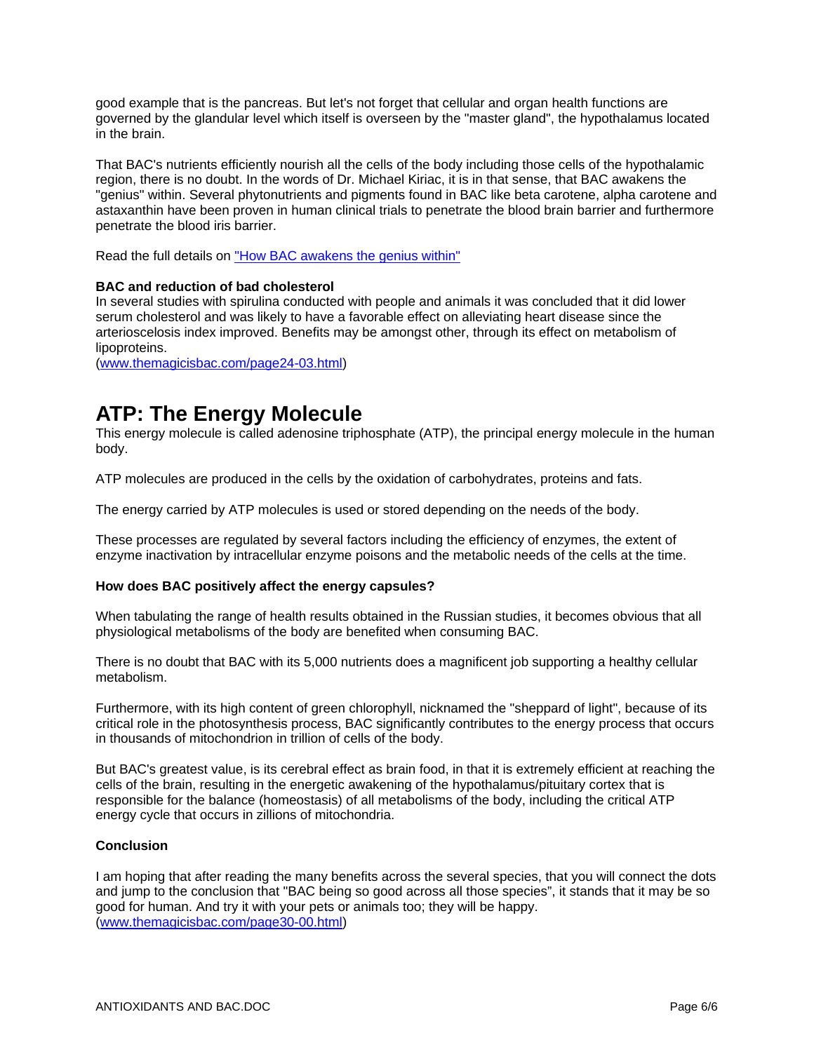good example that is the pancreas. But let's not forget that cellular and organ health functions are governed by the glandular level which itself is overseen by the "master gland", the hypothalamus located in the brain.

That BAC's nutrients efficiently nourish all the cells of the body including those cells of the hypothalamic region, there is no doubt. In the words of Dr. Michael Kiriac, it is in that sense, that BAC awakens the "genius" within. Several phytonutrients and pigments found in BAC like beta carotene, alpha carotene and astaxanthin have been proven in human clinical trials to penetrate the blood brain barrier and furthermore penetrate the blood iris barrier.

Read the full details on "How BAC awakens the genius within"

**BAC and reduction of bad cholesterol**

In several studies with spirulina conducted with people and animals it was concluded that it did lower serum cholesterol and was likely to have a favorable effect on alleviating heart disease since the arterioscelosis index improved. Benefits may be amongst other, through its effect on metabolism of lipoproteins.
(www.themagicisbac.com/page24-03.html)

# ATP: The Energy Molecule

This energy molecule is called adenosine triphosphate (ATP), the principal energy molecule in the human body.

ATP molecules are produced in the cells by the oxidation of carbohydrates, proteins and fats.

The energy carried by ATP molecules is used or stored depending on the needs of the body.

These processes are regulated by several factors including the efficiency of enzymes, the extent of enzyme inactivation by intracellular enzyme poisons and the metabolic needs of the cells at the time.

**How does BAC positively affect the energy capsules?**

When tabulating the range of health results obtained in the Russian studies, it becomes obvious that all physiological metabolisms of the body are benefited when consuming BAC.

There is no doubt that BAC with its 5,000 nutrients does a magnificent job supporting a healthy cellular metabolism.

Furthermore, with its high content of green chlorophyll, nicknamed the "sheppard of light", because of its critical role in the photosynthesis process, BAC significantly contributes to the energy process that occurs in thousands of mitochondrion in trillion of cells of the body.

But BAC's greatest value, is its cerebral effect as brain food, in that it is extremely efficient at reaching the cells of the brain, resulting in the energetic awakening of the hypothalamus/pituitary cortex that is responsible for the balance (homeostasis) of all metabolisms of the body, including the critical ATP energy cycle that occurs in zillions of mitochondria.

**Conclusion**

I am hoping that after reading the many benefits across the several species, that you will connect the dots and jump to the conclusion that "BAC being so good across all those species", it stands that it may be so good for human. And try it with your pets or animals too; they will be happy.
(www.themagicisbac.com/page30-00.html)